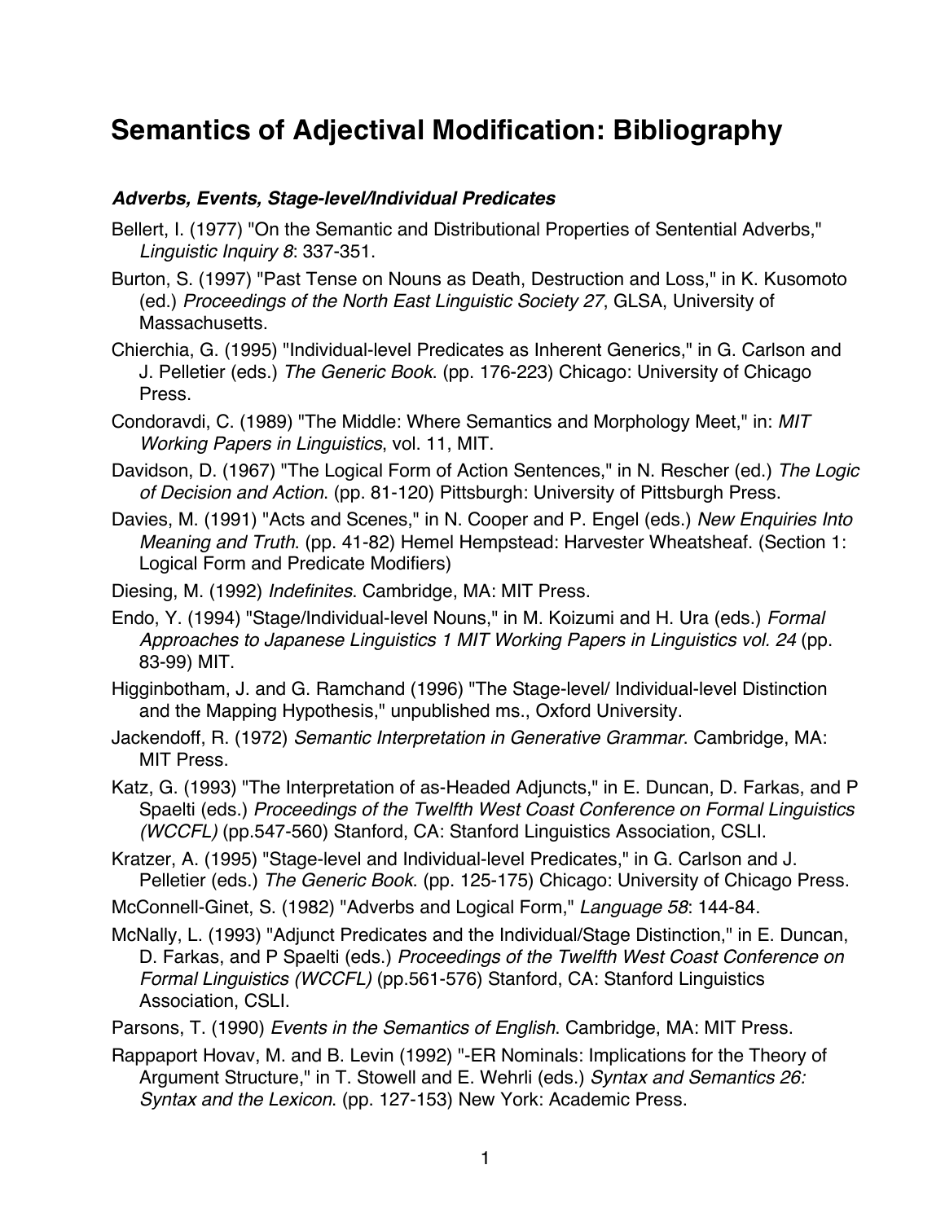# Semantics of Adjectival Modification: Bibliography

### *Adverbs, Events, Stage-level/Individual Predicates*

Bellert, I. (1977) "On the Semantic and Distributional Properties of Sentential Adverbs," *Linguistic Inquiry 8*: 337-351.

Burton, S. (1997) "Past Tense on Nouns as Death, Destruction and Loss," in K. Kusomoto (ed.) *Proceedings of the North East Linguistic Society 27*, GLSA, University of Massachusetts.

Chierchia, G. (1995) "Individual-level Predicates as Inherent Generics," in G. Carlson and J. Pelletier (eds.) *The Generic Book*. (pp. 176-223) Chicago: University of Chicago Press.

Condoravdi, C. (1989) "The Middle: Where Semantics and Morphology Meet," in: *MIT Working Papers in Linguistics*, vol. 11, MIT.

Davidson, D. (1967) "The Logical Form of Action Sentences," in N. Rescher (ed.) *The Logic of Decision and Action*. (pp. 81-120) Pittsburgh: University of Pittsburgh Press.

Davies, M. (1991) "Acts and Scenes," in N. Cooper and P. Engel (eds.) *New Enquiries Into Meaning and Truth*. (pp. 41-82) Hemel Hempstead: Harvester Wheatsheaf. (Section 1: Logical Form and Predicate Modifiers)

Diesing, M. (1992) *Indefinites*. Cambridge, MA: MIT Press.

Endo, Y. (1994) "Stage/Individual-level Nouns," in M. Koizumi and H. Ura (eds.) *Formal Approaches to Japanese Linguistics 1 MIT Working Papers in Linguistics vol. 24* (pp. 83-99) MIT.

Higginbotham, J. and G. Ramchand (1996) "The Stage-level/ Individual-level Distinction and the Mapping Hypothesis," unpublished ms., Oxford University.

Jackendoff, R. (1972) *Semantic Interpretation in Generative Grammar*. Cambridge, MA: MIT Press.

Katz, G. (1993) "The Interpretation of as-Headed Adjuncts," in E. Duncan, D. Farkas, and P Spaelti (eds.) *Proceedings of the Twelfth West Coast Conference on Formal Linguistics (WCCFL)* (pp.547-560) Stanford, CA: Stanford Linguistics Association, CSLI.

Kratzer, A. (1995) "Stage-level and Individual-level Predicates," in G. Carlson and J. Pelletier (eds.) *The Generic Book*. (pp. 125-175) Chicago: University of Chicago Press.

McConnell-Ginet, S. (1982) "Adverbs and Logical Form," *Language 58*: 144-84.

McNally, L. (1993) "Adjunct Predicates and the Individual/Stage Distinction," in E. Duncan, D. Farkas, and P Spaelti (eds.) *Proceedings of the Twelfth West Coast Conference on Formal Linguistics (WCCFL)* (pp.561-576) Stanford, CA: Stanford Linguistics Association, CSLI.

Parsons, T. (1990) *Events in the Semantics of English*. Cambridge, MA: MIT Press.

Rappaport Hovav, M. and B. Levin (1992) "-ER Nominals: Implications for the Theory of Argument Structure," in T. Stowell and E. Wehrli (eds.) *Syntax and Semantics 26: Syntax and the Lexicon*. (pp. 127-153) New York: Academic Press.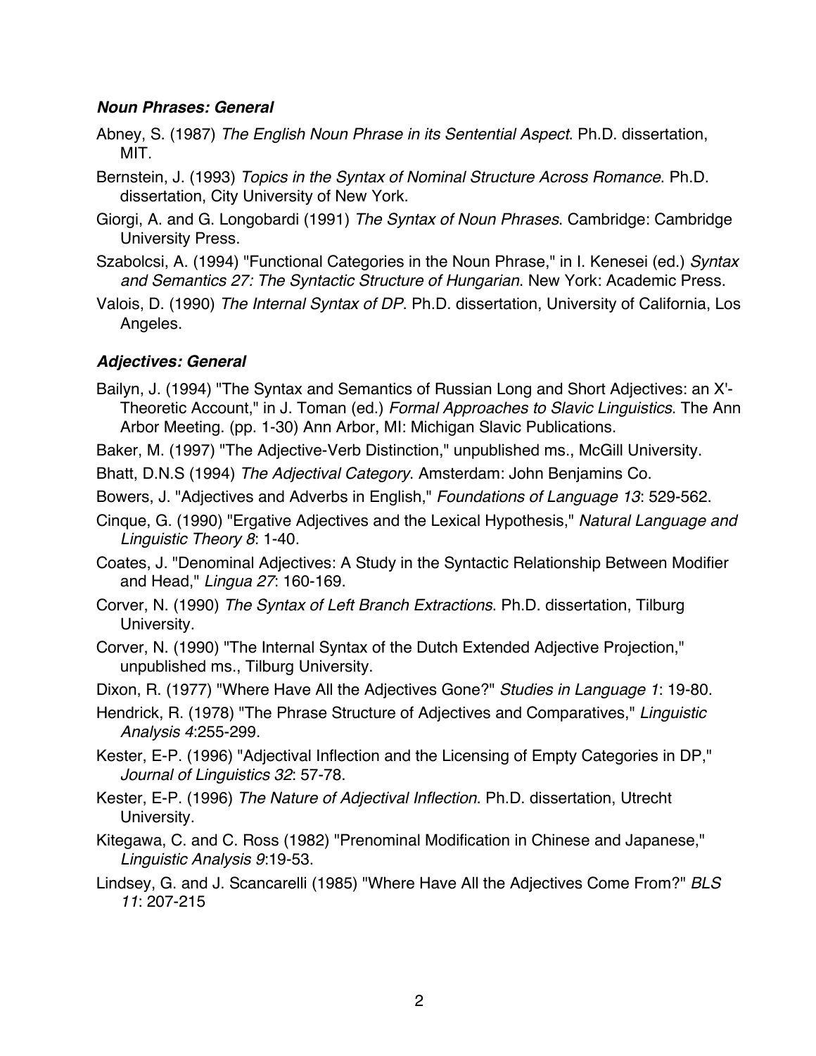### *Noun Phrases: General*

Abney, S. (1987) *The English Noun Phrase in its Sentential Aspect*. Ph.D. dissertation, MIT.

Bernstein, J. (1993) *Topics in the Syntax of Nominal Structure Across Romance*. Ph.D. dissertation, City University of New York.

Giorgi, A. and G. Longobardi (1991) *The Syntax of Noun Phrases*. Cambridge: Cambridge University Press.

Szabolcsi, A. (1994) "Functional Categories in the Noun Phrase," in I. Kenesei (ed.) *Syntax and Semantics 27: The Syntactic Structure of Hungarian*. New York: Academic Press.

Valois, D. (1990) *The Internal Syntax of DP*. Ph.D. dissertation, University of California, Los Angeles.

### *Adjectives: General*

Bailyn, J. (1994) "The Syntax and Semantics of Russian Long and Short Adjectives: an X'-Theoretic Account," in J. Toman (ed.) *Formal Approaches to Slavic Linguistics*. The Ann Arbor Meeting. (pp. 1-30) Ann Arbor, MI: Michigan Slavic Publications.

Baker, M. (1997) "The Adjective-Verb Distinction," unpublished ms., McGill University.

Bhatt, D.N.S (1994) *The Adjectival Category*. Amsterdam: John Benjamins Co.

Bowers, J. "Adjectives and Adverbs in English," *Foundations of Language 13*: 529-562.

Cinque, G. (1990) "Ergative Adjectives and the Lexical Hypothesis," *Natural Language and Linguistic Theory 8*: 1-40.

Coates, J. "Denominal Adjectives: A Study in the Syntactic Relationship Between Modifier and Head," *Lingua 27*: 160-169.

Corver, N. (1990) *The Syntax of Left Branch Extractions*. Ph.D. dissertation, Tilburg University.

Corver, N. (1990) "The Internal Syntax of the Dutch Extended Adjective Projection," unpublished ms., Tilburg University.

Dixon, R. (1977) "Where Have All the Adjectives Gone?" *Studies in Language 1*: 19-80.

Hendrick, R. (1978) "The Phrase Structure of Adjectives and Comparatives," *Linguistic Analysis 4*:255-299.

Kester, E-P. (1996) "Adjectival Inflection and the Licensing of Empty Categories in DP," *Journal of Linguistics 32*: 57-78.

Kester, E-P. (1996) *The Nature of Adjectival Inflection*. Ph.D. dissertation, Utrecht University.

Kitegawa, C. and C. Ross (1982) "Prenominal Modification in Chinese and Japanese," *Linguistic Analysis 9*:19-53.

Lindsey, G. and J. Scancarelli (1985) "Where Have All the Adjectives Come From?" *BLS 11*: 207-215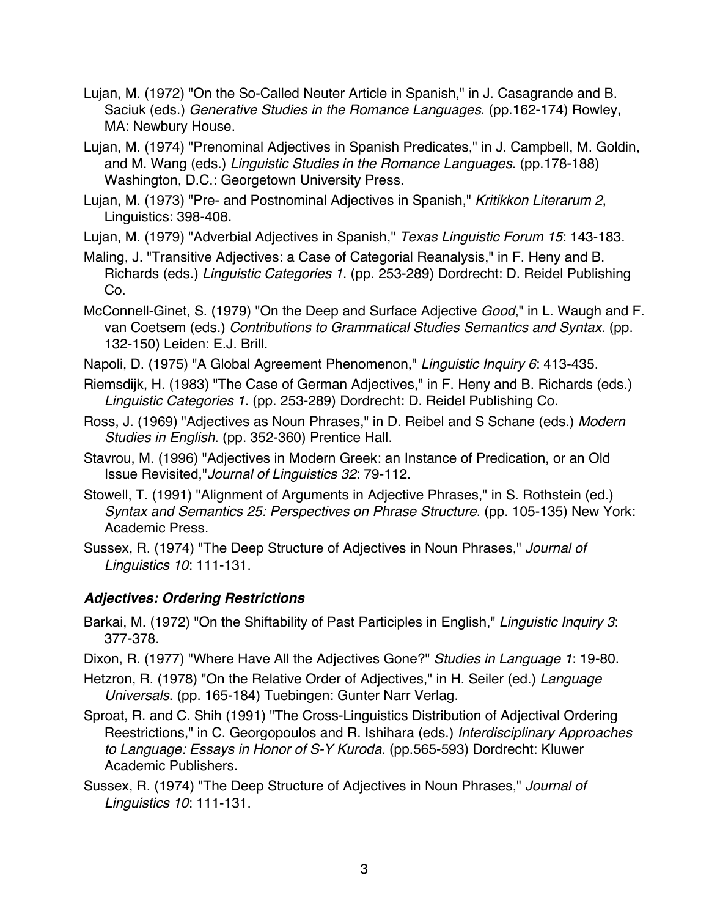Lujan, M. (1972) "On the So-Called Neuter Article in Spanish," in J. Casagrande and B. Saciuk (eds.) *Generative Studies in the Romance Languages*. (pp.162-174) Rowley, MA: Newbury House.

Lujan, M. (1974) "Prenominal Adjectives in Spanish Predicates," in J. Campbell, M. Goldin, and M. Wang (eds.) *Linguistic Studies in the Romance Languages*. (pp.178-188) Washington, D.C.: Georgetown University Press.

Lujan, M. (1973) "Pre- and Postnominal Adjectives in Spanish," *Kritikkon Literarum 2*, Linguistics: 398-408.

Lujan, M. (1979) "Adverbial Adjectives in Spanish," *Texas Linguistic Forum 15*: 143-183.

Maling, J. "Transitive Adjectives: a Case of Categorial Reanalysis," in F. Heny and B. Richards (eds.) *Linguistic Categories 1*. (pp. 253-289) Dordrecht: D. Reidel Publishing Co.

McConnell-Ginet, S. (1979) "On the Deep and Surface Adjective *Good*," in L. Waugh and F. van Coetsem (eds.) *Contributions to Grammatical Studies Semantics and Syntax*. (pp. 132-150) Leiden: E.J. Brill.

Napoli, D. (1975) "A Global Agreement Phenomenon," *Linguistic Inquiry 6*: 413-435.

Riemsdijk, H. (1983) "The Case of German Adjectives," in F. Heny and B. Richards (eds.) *Linguistic Categories 1*. (pp. 253-289) Dordrecht: D. Reidel Publishing Co.

Ross, J. (1969) "Adjectives as Noun Phrases," in D. Reibel and S Schane (eds.) *Modern Studies in English*. (pp. 352-360) Prentice Hall.

Stavrou, M. (1996) "Adjectives in Modern Greek: an Instance of Predication, or an Old Issue Revisited,"*Journal of Linguistics 32*: 79-112.

Stowell, T. (1991) "Alignment of Arguments in Adjective Phrases," in S. Rothstein (ed.) *Syntax and Semantics 25: Perspectives on Phrase Structure*. (pp. 105-135) New York: Academic Press.

Sussex, R. (1974) "The Deep Structure of Adjectives in Noun Phrases," *Journal of Linguistics 10*: 111-131.

### ***Adjectives: Ordering Restrictions***

Barkai, M. (1972) "On the Shiftability of Past Participles in English," *Linguistic Inquiry 3*: 377-378.

Dixon, R. (1977) "Where Have All the Adjectives Gone?" *Studies in Language 1*: 19-80.

Hetzron, R. (1978) "On the Relative Order of Adjectives," in H. Seiler (ed.) *Language Universals*. (pp. 165-184) Tuebingen: Gunter Narr Verlag.

Sproat, R. and C. Shih (1991) "The Cross-Linguistics Distribution of Adjectival Ordering Reestrictions," in C. Georgopoulos and R. Ishihara (eds.) *Interdisciplinary Approaches to Language: Essays in Honor of S-Y Kuroda*. (pp.565-593) Dordrecht: Kluwer Academic Publishers.

Sussex, R. (1974) "The Deep Structure of Adjectives in Noun Phrases," *Journal of Linguistics 10*: 111-131.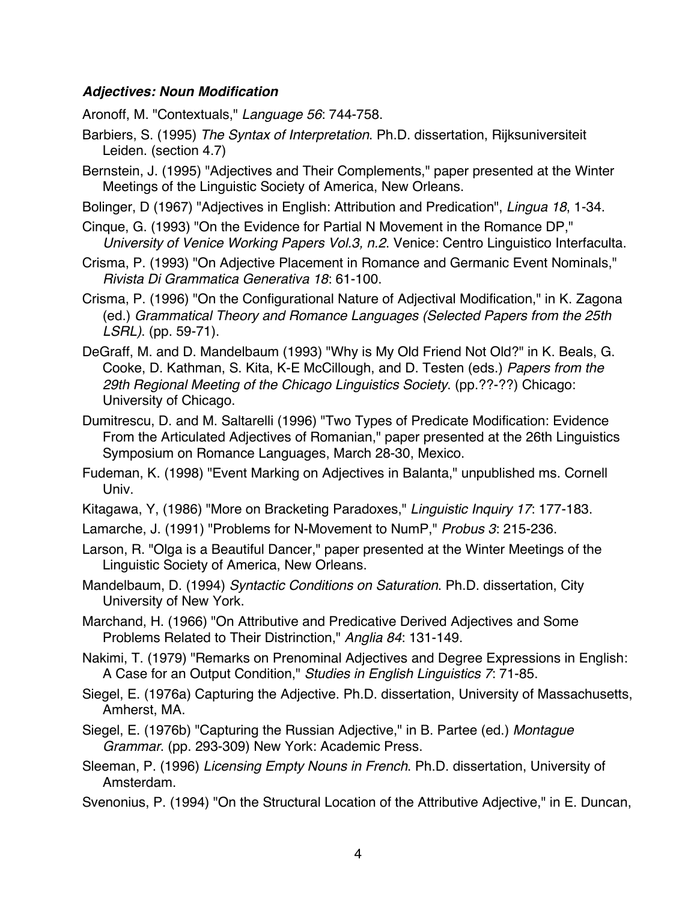### *Adjectives: Noun Modification*

Aronoff, M. "Contextuals," *Language 56*: 744-758.

Barbiers, S. (1995) *The Syntax of Interpretation*. Ph.D. dissertation, Rijksuniversiteit Leiden. (section 4.7)

Bernstein, J. (1995) "Adjectives and Their Complements," paper presented at the Winter Meetings of the Linguistic Society of America, New Orleans.

Bolinger, D (1967) "Adjectives in English: Attribution and Predication", *Lingua 18*, 1-34.

Cinque, G. (1993) "On the Evidence for Partial N Movement in the Romance DP," *University of Venice Working Papers Vol.3, n.2*. Venice: Centro Linguistico Interfaculta.

Crisma, P. (1993) "On Adjective Placement in Romance and Germanic Event Nominals," *Rivista Di Grammatica Generativa 18*: 61-100.

Crisma, P. (1996) "On the Configurational Nature of Adjectival Modification," in K. Zagona (ed.) *Grammatical Theory and Romance Languages (Selected Papers from the 25th LSRL)*. (pp. 59-71).

DeGraff, M. and D. Mandelbaum (1993) "Why is My Old Friend Not Old?" in K. Beals, G. Cooke, D. Kathman, S. Kita, K-E McCillough, and D. Testen (eds.) *Papers from the 29th Regional Meeting of the Chicago Linguistics Society*. (pp.??-??) Chicago: University of Chicago.

Dumitrescu, D. and M. Saltarelli (1996) "Two Types of Predicate Modification: Evidence From the Articulated Adjectives of Romanian," paper presented at the 26th Linguistics Symposium on Romance Languages, March 28-30, Mexico.

Fudeman, K. (1998) "Event Marking on Adjectives in Balanta," unpublished ms. Cornell Univ.

Kitagawa, Y, (1986) "More on Bracketing Paradoxes," *Linguistic Inquiry 17*: 177-183.

Lamarche, J. (1991) "Problems for N-Movement to NumP," *Probus 3*: 215-236.

Larson, R. "Olga is a Beautiful Dancer," paper presented at the Winter Meetings of the Linguistic Society of America, New Orleans.

Mandelbaum, D. (1994) *Syntactic Conditions on Saturation*. Ph.D. dissertation, City University of New York.

Marchand, H. (1966) "On Attributive and Predicative Derived Adjectives and Some Problems Related to Their Distrinction," *Anglia 84*: 131-149.

Nakimi, T. (1979) "Remarks on Prenominal Adjectives and Degree Expressions in English: A Case for an Output Condition," *Studies in English Linguistics 7*: 71-85.

Siegel, E. (1976a) Capturing the Adjective. Ph.D. dissertation, University of Massachusetts, Amherst, MA.

Siegel, E. (1976b) "Capturing the Russian Adjective," in B. Partee (ed.) *Montague Grammar*. (pp. 293-309) New York: Academic Press.

Sleeman, P. (1996) *Licensing Empty Nouns in French*. Ph.D. dissertation, University of Amsterdam.

Svenonius, P. (1994) "On the Structural Location of the Attributive Adjective," in E. Duncan,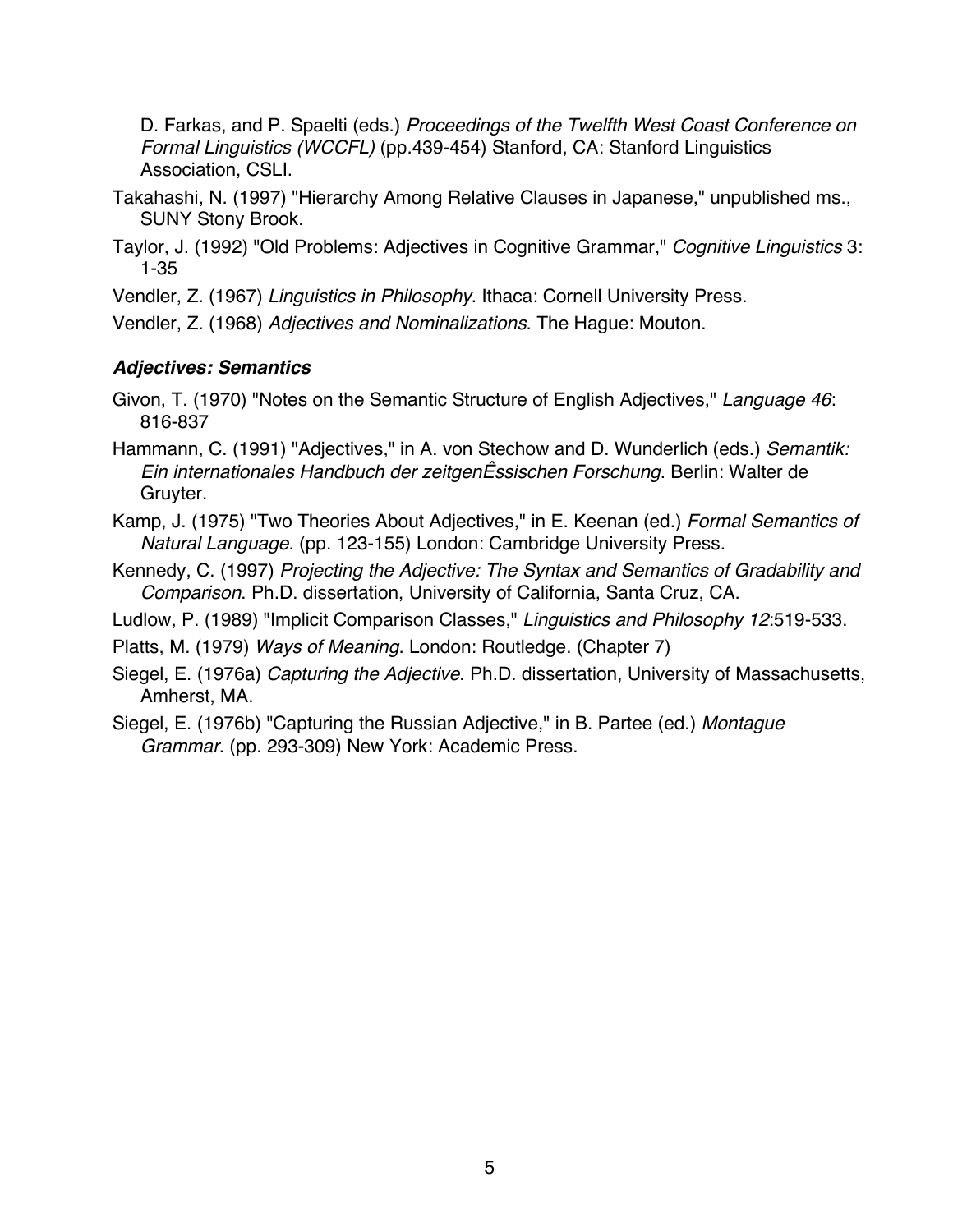D. Farkas, and P. Spaelti (eds.) *Proceedings of the Twelfth West Coast Conference on Formal Linguistics (WCCFL)* (pp.439-454) Stanford, CA: Stanford Linguistics Association, CSLI.

Takahashi, N. (1997) "Hierarchy Among Relative Clauses in Japanese," unpublished ms., SUNY Stony Brook.

Taylor, J. (1992) "Old Problems: Adjectives in Cognitive Grammar," *Cognitive Linguistics* 3: 1-35

Vendler, Z. (1967) *Linguistics in Philosophy*. Ithaca: Cornell University Press.

Vendler, Z. (1968) *Adjectives and Nominalizations*. The Hague: Mouton.

### ***Adjectives: Semantics***

Givon, T. (1970) "Notes on the Semantic Structure of English Adjectives," *Language 46*: 816-837

Hammann, C. (1991) "Adjectives," in A. von Stechow and D. Wunderlich (eds.) *Semantik: Ein internationales Handbuch der zeitgenÊssischen Forschung*. Berlin: Walter de Gruyter.

Kamp, J. (1975) "Two Theories About Adjectives," in E. Keenan (ed.) *Formal Semantics of Natural Language*. (pp. 123-155) London: Cambridge University Press.

Kennedy, C. (1997) *Projecting the Adjective: The Syntax and Semantics of Gradability and Comparison*. Ph.D. dissertation, University of California, Santa Cruz, CA.

Ludlow, P. (1989) "Implicit Comparison Classes," *Linguistics and Philosophy 12*:519-533.

Platts, M. (1979) *Ways of Meaning*. London: Routledge. (Chapter 7)

Siegel, E. (1976a) *Capturing the Adjective*. Ph.D. dissertation, University of Massachusetts, Amherst, MA.

Siegel, E. (1976b) "Capturing the Russian Adjective," in B. Partee (ed.) *Montague Grammar*. (pp. 293-309) New York: Academic Press.